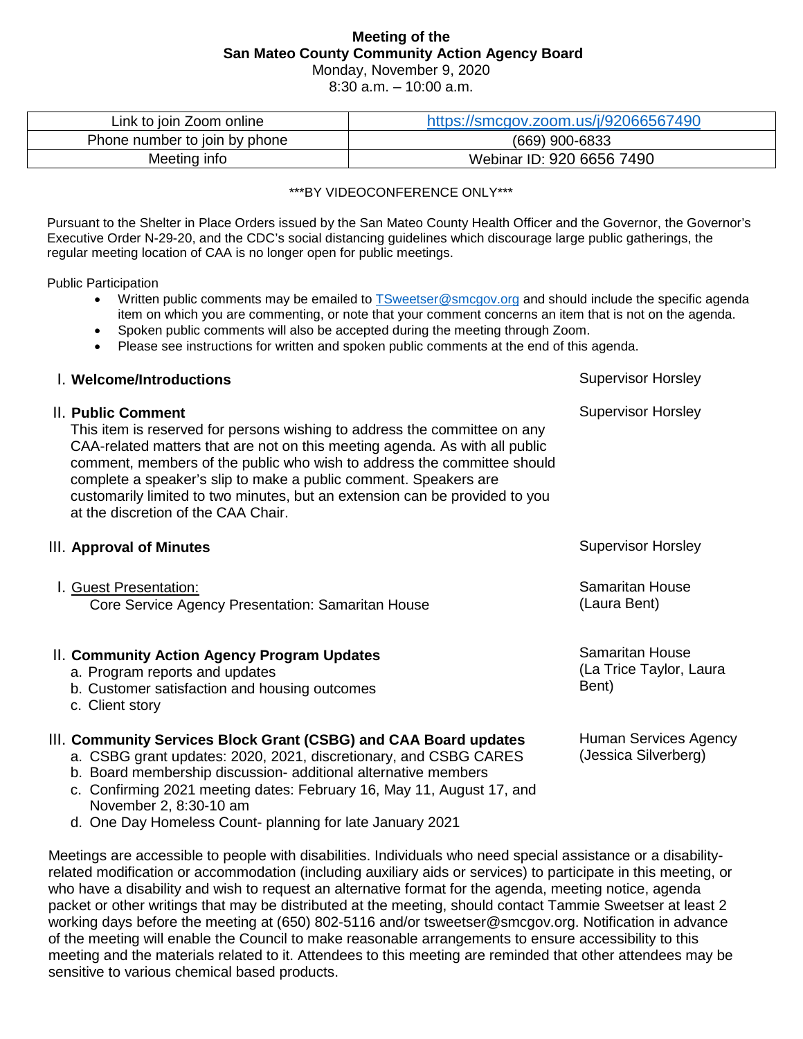**Meeting of the**
**San Mateo County Community Action Agency Board**
Monday, November 9, 2020
8:30 a.m. – 10:00 a.m.

| Link to join Zoom online | https://smcgov.zoom.us/j/92066567490 |
|---|---|
| Phone number to join by phone | (669) 900-6833 |
| Meeting info | Webinar ID: 920 6656 7490 |

***BY VIDEOCONFERENCE ONLY***

Pursuant to the Shelter in Place Orders issued by the San Mateo County Health Officer and the Governor, the Governor's Executive Order N-29-20, and the CDC's social distancing guidelines which discourage large public gatherings, the regular meeting location of CAA is no longer open for public meetings.

Public Participation

- Written public comments may be emailed to TSweetser@smcgov.org and should include the specific agenda item on which you are commenting, or note that your comment concerns an item that is not on the agenda.
- Spoken public comments will also be accepted during the meeting through Zoom.
- Please see instructions for written and spoken public comments at the end of this agenda.

I. **Welcome/Introductions** — Supervisor Horsley

II. **Public Comment** — Supervisor Horsley
This item is reserved for persons wishing to address the committee on any CAA-related matters that are not on this meeting agenda. As with all public comment, members of the public who wish to address the committee should complete a speaker's slip to make a public comment. Speakers are customarily limited to two minutes, but an extension can be provided to you at the discretion of the CAA Chair.

III. **Approval of Minutes** — Supervisor Horsley

I. Guest Presentation: — Samaritan House (Laura Bent)
Core Service Agency Presentation: Samaritan House

II. **Community Action Agency Program Updates** — Samaritan House (La Trice Taylor, Laura Bent)
a. Program reports and updates
b. Customer satisfaction and housing outcomes
c. Client story

III. **Community Services Block Grant (CSBG) and CAA Board updates** — Human Services Agency (Jessica Silverberg)
a. CSBG grant updates: 2020, 2021, discretionary, and CSBG CARES
b. Board membership discussion- additional alternative members
c. Confirming 2021 meeting dates: February 16, May 11, August 17, and November 2, 8:30-10 am
d. One Day Homeless Count- planning for late January 2021

Meetings are accessible to people with disabilities. Individuals who need special assistance or a disability-related modification or accommodation (including auxiliary aids or services) to participate in this meeting, or who have a disability and wish to request an alternative format for the agenda, meeting notice, agenda packet or other writings that may be distributed at the meeting, should contact Tammie Sweetser at least 2 working days before the meeting at (650) 802-5116 and/or tsweetser@smcgov.org. Notification in advance of the meeting will enable the Council to make reasonable arrangements to ensure accessibility to this meeting and the materials related to it. Attendees to this meeting are reminded that other attendees may be sensitive to various chemical based products.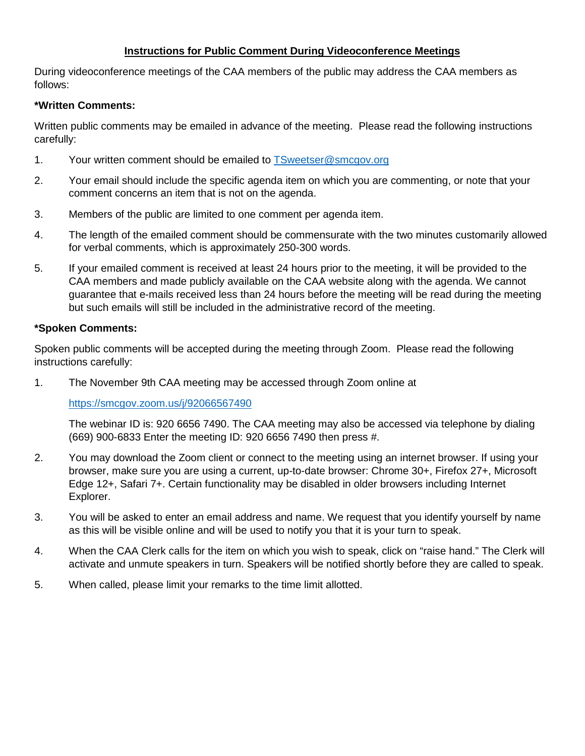## Instructions for Public Comment During Videoconference Meetings

During videoconference meetings of the CAA members of the public may address the CAA members as follows:

**\*Written Comments:**

Written public comments may be emailed in advance of the meeting. Please read the following instructions carefully:

1. Your written comment should be emailed to [TSweetser@smcgov.org](mailto:TSweetser@smcgov.org)
2. Your email should include the specific agenda item on which you are commenting, or note that your comment concerns an item that is not on the agenda.
3. Members of the public are limited to one comment per agenda item.
4. The length of the emailed comment should be commensurate with the two minutes customarily allowed for verbal comments, which is approximately 250-300 words.
5. If your emailed comment is received at least 24 hours prior to the meeting, it will be provided to the CAA members and made publicly available on the CAA website along with the agenda. We cannot guarantee that e-mails received less than 24 hours before the meeting will be read during the meeting but such emails will still be included in the administrative record of the meeting.

**\*Spoken Comments:**

Spoken public comments will be accepted during the meeting through Zoom. Please read the following instructions carefully:

1. The November 9th CAA meeting may be accessed through Zoom online at

   [https://smcgov.zoom.us/j/92066567490](https://smcgov.zoom.us/j/92066567490)

   The webinar ID is: 920 6656 7490. The CAA meeting may also be accessed via telephone by dialing (669) 900-6833 Enter the meeting ID: 920 6656 7490 then press #.
2. You may download the Zoom client or connect to the meeting using an internet browser. If using your browser, make sure you are using a current, up-to-date browser: Chrome 30+, Firefox 27+, Microsoft Edge 12+, Safari 7+. Certain functionality may be disabled in older browsers including Internet Explorer.
3. You will be asked to enter an email address and name. We request that you identify yourself by name as this will be visible online and will be used to notify you that it is your turn to speak.
4. When the CAA Clerk calls for the item on which you wish to speak, click on "raise hand." The Clerk will activate and unmute speakers in turn. Speakers will be notified shortly before they are called to speak.
5. When called, please limit your remarks to the time limit allotted.